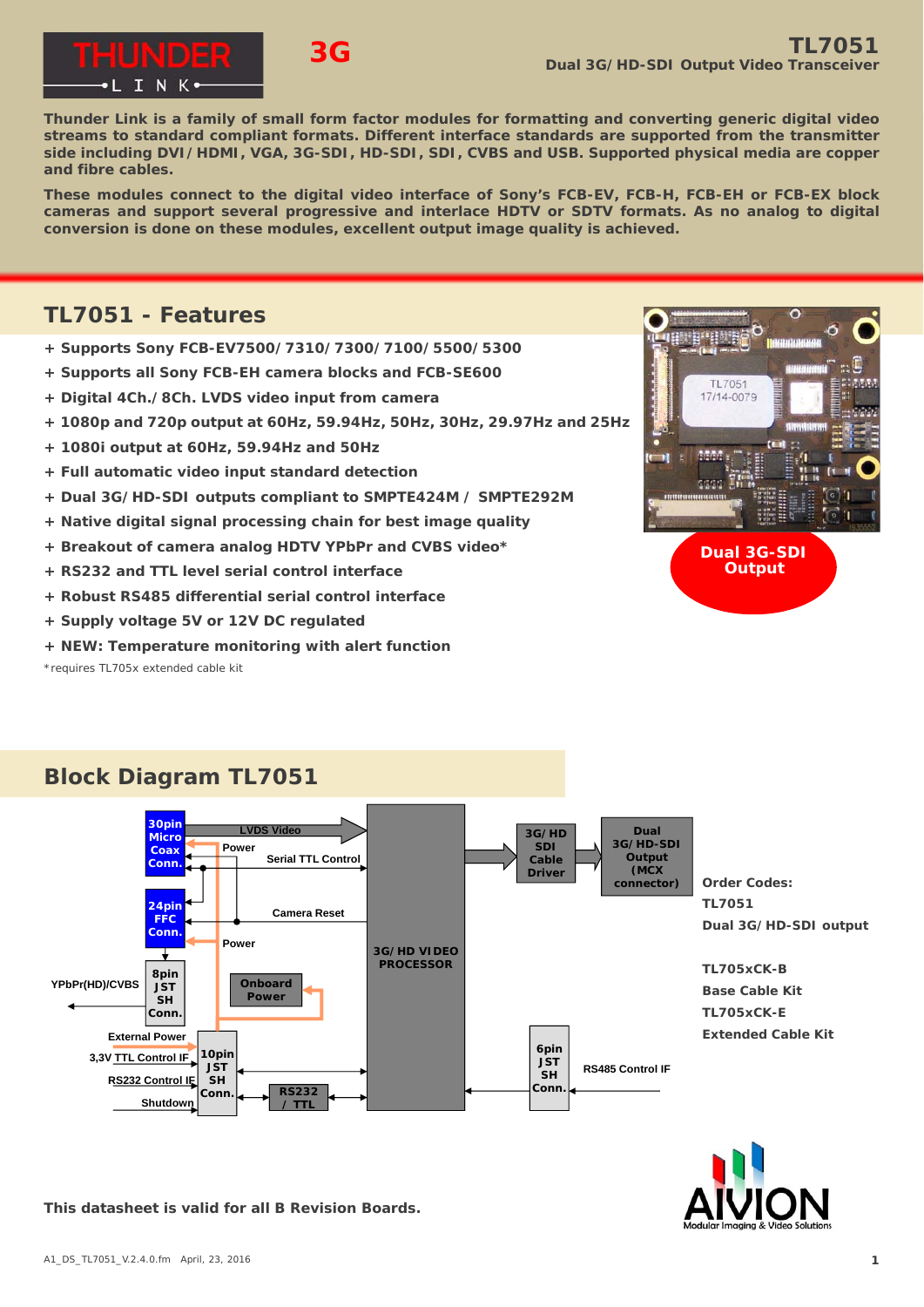THUNDER LINK

3G

# TL7051

**Dual 3G/HD-SDI Output Video Transceiver**

**Thunder Link is a family of small form factor modules for formatting and converting generic digital video streams to standard compliant formats. Different interface standards are supported from the transmitter side including DVI/HDMI, VGA, 3G-SDI, HD-SDI, SDI, CVBS and USB. Supported physical media are copper and fibre cables.**

**These modules connect to the digital video interface of Sony's FCB-EV, FCB-H, FCB-EH or FCB-EX block cameras and support several progressive and interlace HDTV or SDTV formats. As no analog to digital conversion is done on these modules, excellent output image quality is achieved.**

## TL7051 - Features

- **+ Supports Sony FCB-EV7500/7310/7300/7100/5500/5300**
- **+ Supports all Sony FCB-EH camera blocks and FCB-SE600**
- **+ Digital 4Ch./8Ch. LVDS video input from camera**
- **+ 1080p and 720p output at 60Hz, 59.94Hz, 50Hz, 30Hz, 29.97Hz and 25Hz**
- **+ 1080i output at 60Hz, 59.94Hz and 50Hz**
- **+ Full automatic video input standard detection**
- **+ Dual 3G/HD-SDI outputs compliant to SMPTE424M / SMPTE292M**
- **+ Native digital signal processing chain for best image quality**
- **+ Breakout of camera analog HDTV YPbPr and CVBS video***
- **+ RS232 and TTL level serial control interface**
- **+ Robust RS485 differential serial control interface**
- **+ Supply voltage 5V or 12V DC regulated**
- **+ NEW: Temperature monitoring with alert function**

*requires TL705x extended cable kit

**Dual 3G-SDI Output**

## Block Diagram TL7051

30pin Micro Coax Conn. — LVDS Video, Power, Serial TTL Control; 24pin FFC Conn. — Camera Reset, Power; 8pin JST SH Conn. — YPbPr(HD)/CVBS; Onboard Power; External Power, 3,3V TTL Control IF, RS232 Control IF, Shutdown — 10pin JST SH Conn.; RS232 / TTL; 3G/HD VIDEO PROCESSOR; 3G/HD SDI Cable Driver; Dual 3G/HD-SDI Output (MCX connector); 6pin JST SH Conn. — RS485 Control IF

**Order Codes:**

**TL7051**
**Dual 3G/HD-SDI output**

**TL705xCK-B**
**Base Cable Kit**
**TL705xCK-E**
**Extended Cable Kit**

**This datasheet is valid for all B Revision Boards.**

AIVION — Modular Imaging & Video Solutions

A1_DS_TL7051_V.2.4.0.fm April, 23, 2016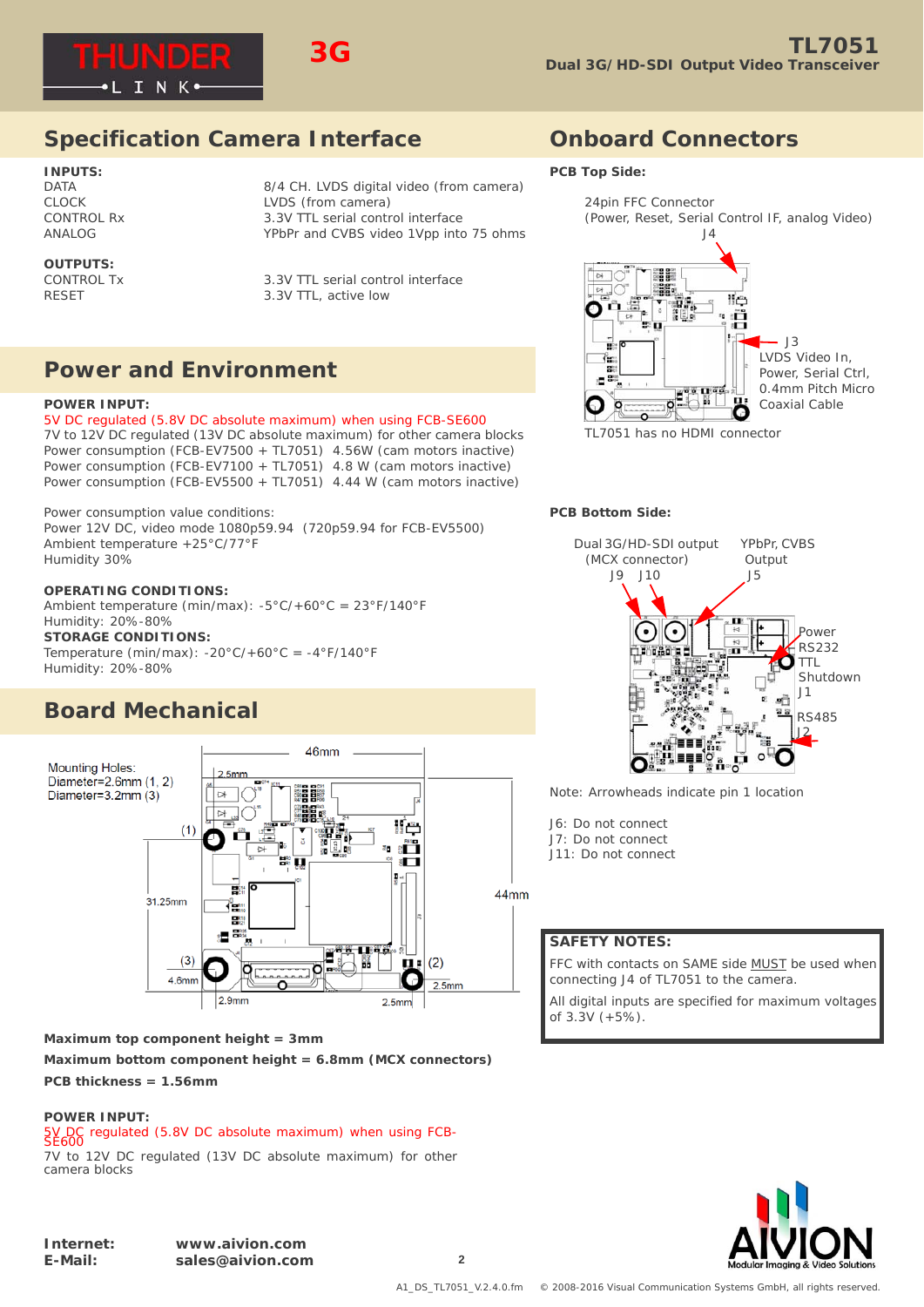## Specification Camera Interface

**INPUTS:**

| | |
|---|---|
| DATA | 8/4 CH. LVDS digital video (from camera) |
| CLOCK | LVDS (from camera) |
| CONTROL Rx | 3.3V TTL serial control interface |
| ANALOG | YPbPr and CVBS video 1Vpp into 75 ohms |

**OUTPUTS:**

| | |
|---|---|
| CONTROL Tx | 3.3V TTL serial control interface |
| RESET | 3.3V TTL, active low |

## Power and Environment

**POWER INPUT:**

5V DC regulated (5.8V DC absolute maximum) when using FCB-SE600
7V to 12V DC regulated (13V DC absolute maximum) for other camera blocks
Power consumption (FCB-EV7500 + TL7051) 4.56W (cam motors inactive)
Power consumption (FCB-EV7100 + TL7051) 4.8 W (cam motors inactive)
Power consumption (FCB-EV5500 + TL7051) 4.44 W (cam motors inactive)

Power consumption value conditions:
Power 12V DC, video mode 1080p59.94 (720p59.94 for FCB-EV5500)
Ambient temperature +25°C/77°F
Humidity 30%

**OPERATING CONDITIONS:**
Ambient temperature (min/max): -5°C/+60°C = 23°F/140°F
Humidity: 20%-80%

**STORAGE CONDITIONS:**
Temperature (min/max): -20°C/+60°C = -4°F/140°F
Humidity: 20%-80%

## Board Mechanical

Mounting Holes:
Diameter=2.6mm (1, 2)
Diameter=3.2mm (3)

46mm, 44mm, 31.25mm, 2.5mm, 4.6mm, 2.9mm

**Maximum top component height = 3mm**

**Maximum bottom component height = 6.8mm (MCX connectors)**

**PCB thickness = 1.56mm**

**POWER INPUT:**

5V DC regulated (5.8V DC absolute maximum) when using FCB-SE600
7V to 12V DC regulated (13V DC absolute maximum) for other camera blocks

## Onboard Connectors

**PCB Top Side:**

24pin FFC Connector (Power, Reset, Serial Control IF, analog Video) J4

J3 LVDS Video In, Power, Serial Ctrl, 0.4mm Pitch Micro Coaxial Cable

TL7051 has no HDMI connector

**PCB Bottom Side:**

Dual 3G/HD-SDI output (MCX connector) J9 J10

YPbPr, CVBS Output J5

Power RS232 TTL Shutdown J1

RS485 J2

Note: Arrowheads indicate pin 1 location

J6: Do not connect
J7: Do not connect
J11: Do not connect

**SAFETY NOTES:**

FFC with contacts on SAME side MUST be used when connecting J4 of TL7051 to the camera.

All digital inputs are specified for maximum voltages of 3.3V (+5%).

**Internet:** www.aivion.com
**E-Mail:** sales@aivion.com

A1_DS_TL7051_V.2.4.0.fm © 2008-2016 Visual Communication Systems GmbH, all rights reserved.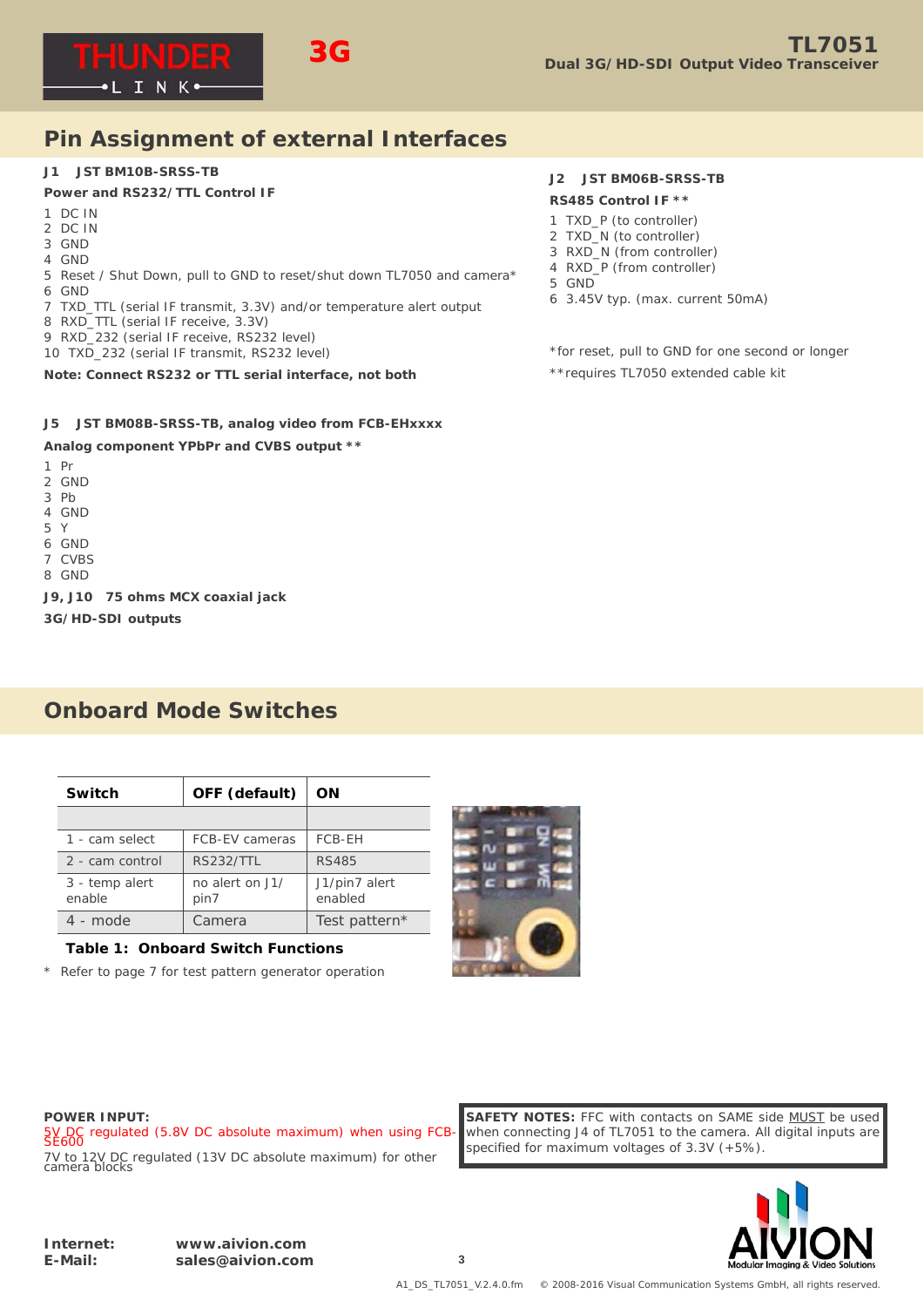## Pin Assignment of external Interfaces

**J1 JST BM10B-SRSS-TB**

**Power and RS232/TTL Control IF**

1 DC IN
2 DC IN
3 GND
4 GND
5 Reset / Shut Down, pull to GND to reset/shut down TL7050 and camera*
6 GND
7 TXD_TTL (serial IF transmit, 3.3V) and/or temperature alert output
8 RXD_TTL (serial IF receive, 3.3V)
9 RXD_232 (serial IF receive, RS232 level)
10 TXD_232 (serial IF transmit, RS232 level)

**Note: Connect RS232 or TTL serial interface, not both**

**J2 JST BM06B-SRSS-TB**

**RS485 Control IF ****

1 TXD_P (to controller)
2 TXD_N (to controller)
3 RXD_N (from controller)
4 RXD_P (from controller)
5 GND
6 3.45V typ. (max. current 50mA)

*for reset, pull to GND for one second or longer

**requires TL7050 extended cable kit

**J5 JST BM08B-SRSS-TB, analog video from FCB-EHxxxx**

**Analog component YPbPr and CVBS output ****

1 Pr
2 GND
3 Pb
4 GND
5 Y
6 GND
7 CVBS
8 GND

**J9, J10 75 ohms MCX coaxial jack**

**3G/HD-SDI outputs**

## Onboard Mode Switches

| Switch | OFF (default) | ON |
|---|---|---|
| | | |
| 1 - cam select | FCB-EV cameras | FCB-EH |
| 2 - cam control | RS232/TTL | RS485 |
| 3 - temp alert enable | no alert on J1/pin7 | J1/pin7 alert enabled |
| 4 - mode | Camera | Test pattern* |

**Table 1: Onboard Switch Functions**

\* Refer to page 7 for test pattern generator operation

**POWER INPUT:**
5V DC regulated (5.8V DC absolute maximum) when using FCB-SE600
7V to 12V DC regulated (13V DC absolute maximum) for other camera blocks

**SAFETY NOTES:** FFC with contacts on SAME side MUST be used when connecting J4 of TL7051 to the camera. All digital inputs are specified for maximum voltages of 3.3V (+5%).

**Internet:** **www.aivion.com**
**E-Mail:** **sales@aivion.com**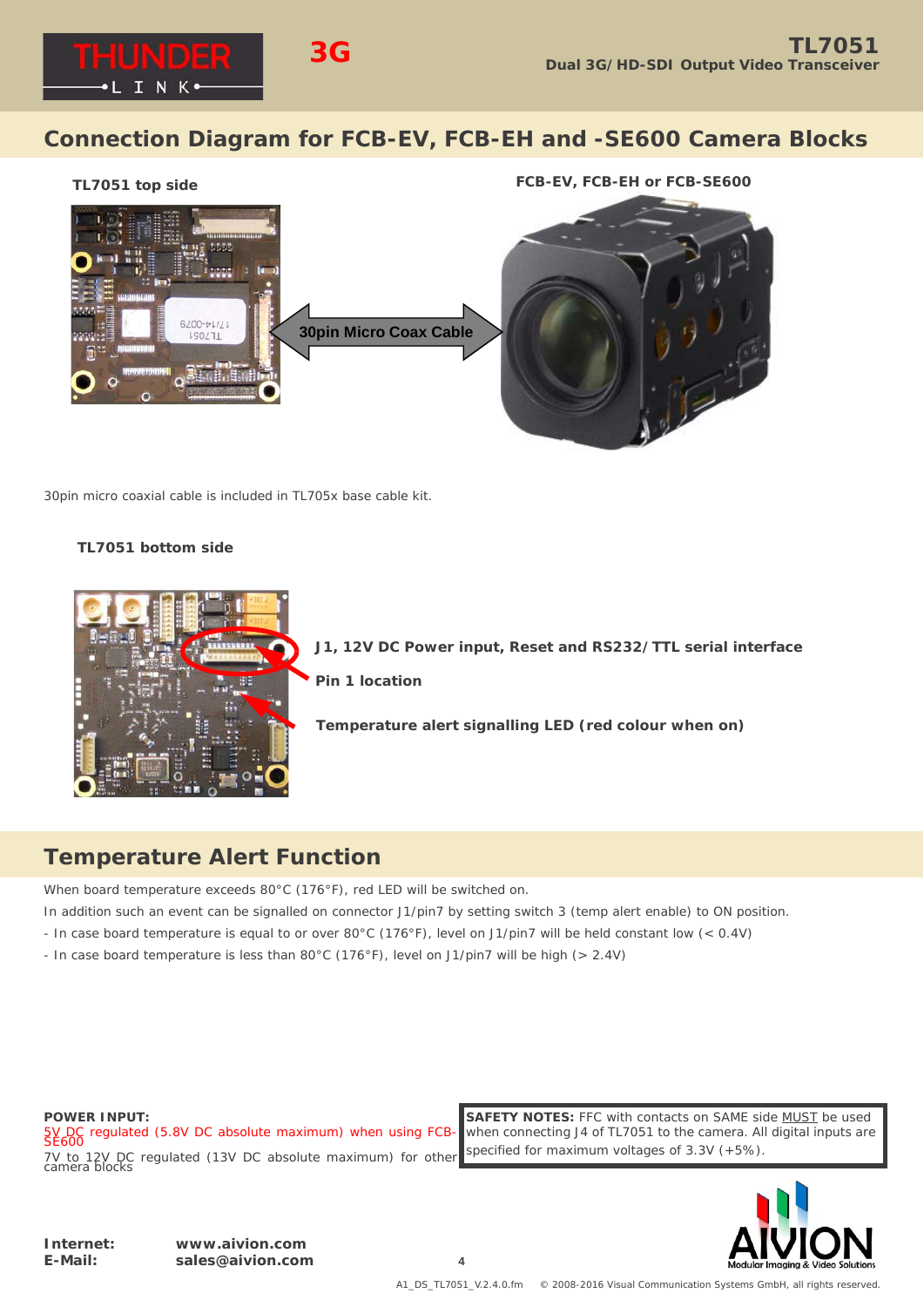## Connection Diagram for FCB-EV, FCB-EH and -SE600 Camera Blocks

**TL7051 top side**

**FCB-EV, FCB-EH or FCB-SE600**

30pin Micro Coax Cable

30pin micro coaxial cable is included in TL705x base cable kit.

**TL7051 bottom side**

**J1, 12V DC Power input, Reset and RS232/TTL serial interface**

**Pin 1 location**

**Temperature alert signalling LED (red colour when on)**

## Temperature Alert Function

When board temperature exceeds 80°C (176°F), red LED will be switched on.

In addition such an event can be signalled on connector J1/pin7 by setting switch 3 (temp alert enable) to ON position.

- In case board temperature is equal to or over 80°C (176°F), level on J1/pin7 will be held constant low (< 0.4V)
- In case board temperature is less than 80°C (176°F), level on J1/pin7 will be high (> 2.4V)

**POWER INPUT:**
5V DC regulated (5.8V DC absolute maximum) when using FCB-SE600
7V to 12V DC regulated (13V DC absolute maximum) for other camera blocks

**SAFETY NOTES:** FFC with contacts on SAME side MUST be used when connecting J4 of TL7051 to the camera. All digital inputs are specified for maximum voltages of 3.3V (+5%).

**Internet:** www.aivion.com
**E-Mail:** sales@aivion.com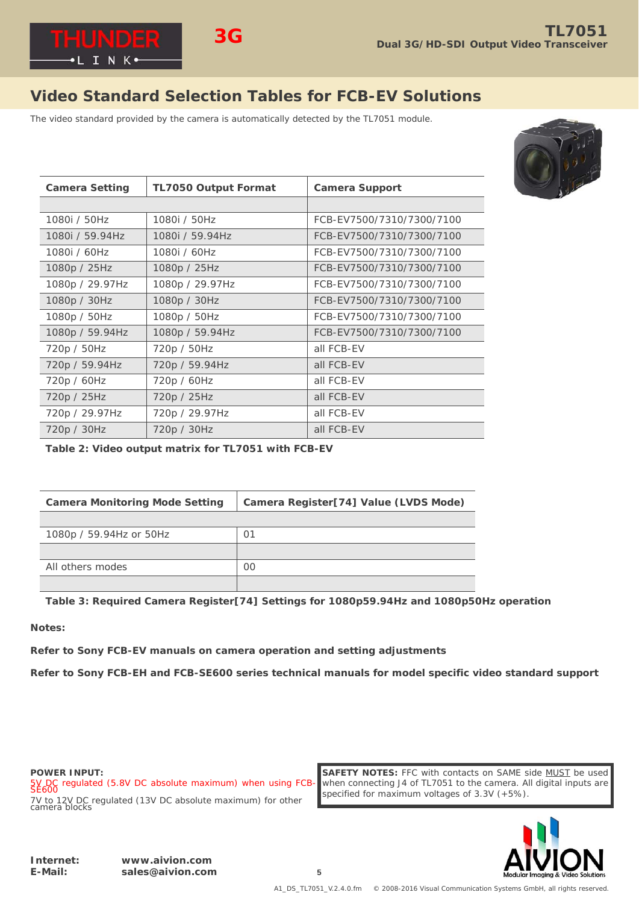## Video Standard Selection Tables for FCB-EV Solutions

The video standard provided by the camera is automatically detected by the TL7051 module.

| Camera Setting | TL7050 Output Format | Camera Support |
|---|---|---|
| | | |
| 1080i / 50Hz | 1080i / 50Hz | FCB-EV7500/7310/7300/7100 |
| 1080i / 59.94Hz | 1080i / 59.94Hz | FCB-EV7500/7310/7300/7100 |
| 1080i / 60Hz | 1080i / 60Hz | FCB-EV7500/7310/7300/7100 |
| 1080p / 25Hz | 1080p / 25Hz | FCB-EV7500/7310/7300/7100 |
| 1080p / 29.97Hz | 1080p / 29.97Hz | FCB-EV7500/7310/7300/7100 |
| 1080p / 30Hz | 1080p / 30Hz | FCB-EV7500/7310/7300/7100 |
| 1080p / 50Hz | 1080p / 50Hz | FCB-EV7500/7310/7300/7100 |
| 1080p / 59.94Hz | 1080p / 59.94Hz | FCB-EV7500/7310/7300/7100 |
| 720p / 50Hz | 720p / 50Hz | all FCB-EV |
| 720p / 59.94Hz | 720p / 59.94Hz | all FCB-EV |
| 720p / 60Hz | 720p / 60Hz | all FCB-EV |
| 720p / 25Hz | 720p / 25Hz | all FCB-EV |
| 720p / 29.97Hz | 720p / 29.97Hz | all FCB-EV |
| 720p / 30Hz | 720p / 30Hz | all FCB-EV |

**Table 2: Video output matrix for TL7051 with FCB-EV**

| Camera Monitoring Mode Setting | Camera Register[74] Value (LVDS Mode) |
|---|---|
| | |
| 1080p / 59.94Hz or 50Hz | 01 |
| | |
| All others modes | 00 |
| | |

**Table 3: Required Camera Register[74] Settings for 1080p59.94Hz and 1080p50Hz operation**

**Notes:**

**Refer to Sony FCB-EV manuals on camera operation and setting adjustments**

**Refer to Sony FCB-EH and FCB-SE600 series technical manuals for model specific video standard support**

**POWER INPUT:**
5V DC regulated (5.8V DC absolute maximum) when using FCB-SE600
7V to 12V DC regulated (13V DC absolute maximum) for other camera blocks

**SAFETY NOTES:** FFC with contacts on SAME side MUST be used when connecting J4 of TL7051 to the camera. All digital inputs are specified for maximum voltages of 3.3V (+5%).

**Internet:** www.aivion.com
**E-Mail:** sales@aivion.com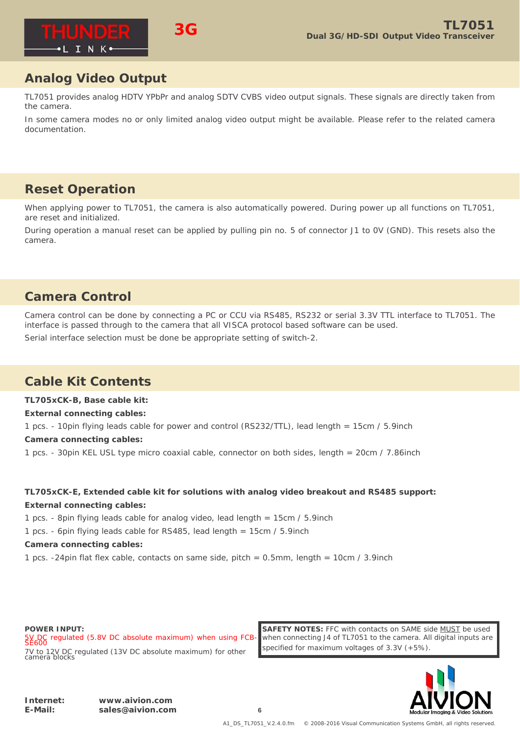## Analog Video Output

TL7051 provides analog HDTV YPbPr and analog SDTV CVBS video output signals. These signals are directly taken from the camera.

In some camera modes no or only limited analog video output might be available. Please refer to the related camera documentation.

## Reset Operation

When applying power to TL7051, the camera is also automatically powered. During power up all functions on TL7051, are reset and initialized.

During operation a manual reset can be applied by pulling pin no. 5 of connector J1 to 0V (GND). This resets also the camera.

## Camera Control

Camera control can be done by connecting a PC or CCU via RS485, RS232 or serial 3.3V TTL interface to TL7051. The interface is passed through to the camera that all VISCA protocol based software can be used.

Serial interface selection must be done be appropriate setting of switch-2.

## Cable Kit Contents

**TL705xCK-B, Base cable kit:**

**External connecting cables:**

1 pcs. - 10pin flying leads cable for power and control (RS232/TTL), lead length = 15cm / 5.9inch

**Camera connecting cables:**

1 pcs. - 30pin KEL USL type micro coaxial cable, connector on both sides, length = 20cm / 7.86inch

**TL705xCK-E, Extended cable kit for solutions with analog video breakout and RS485 support:**

**External connecting cables:**

1 pcs. - 8pin flying leads cable for analog video, lead length = 15cm / 5.9inch

1 pcs. - 6pin flying leads cable for RS485, lead length = 15cm / 5.9inch

**Camera connecting cables:**

1 pcs. -24pin flat flex cable, contacts on same side, pitch = 0.5mm, length = 10cm / 3.9inch

**POWER INPUT:**
5V DC regulated (5.8V DC absolute maximum) when using FCB-SE600
7V to 12V DC regulated (13V DC absolute maximum) for other camera blocks

**SAFETY NOTES:** FFC with contacts on SAME side MUST be used when connecting J4 of TL7051 to the camera. All digital inputs are specified for maximum voltages of 3.3V (+5%).

**Internet:** www.aivion.com
**E-Mail:** sales@aivion.com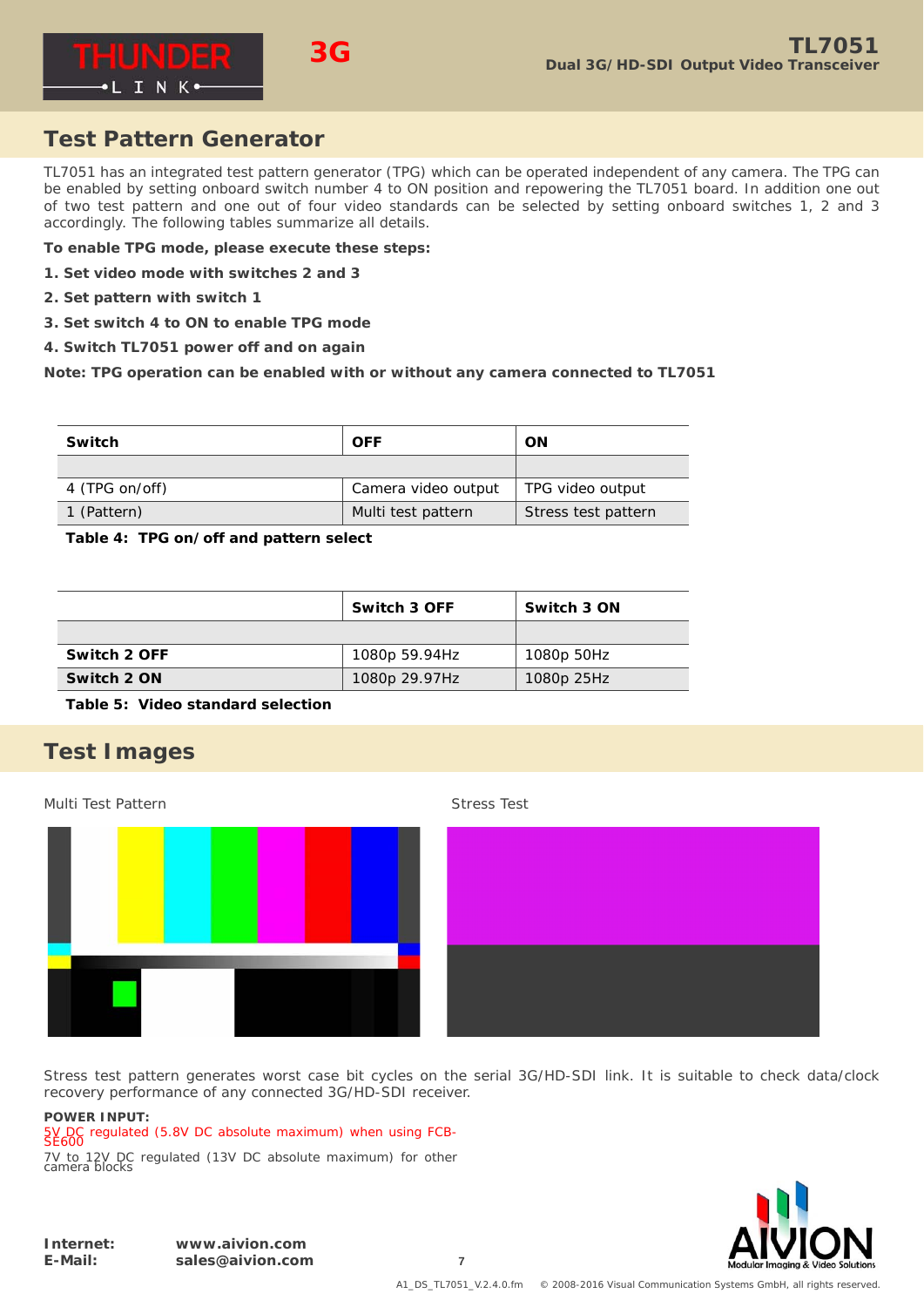## Test Pattern Generator

TL7051 has an integrated test pattern generator (TPG) which can be operated independent of any camera. The TPG can be enabled by setting onboard switch number 4 to ON position and repowering the TL7051 board. In addition one out of two test pattern and one out of four video standards can be selected by setting onboard switches 1, 2 and 3 accordingly. The following tables summarize all details.

**To enable TPG mode, please execute these steps:**

**1. Set video mode with switches 2 and 3**

**2. Set pattern with switch 1**

**3. Set switch 4 to ON to enable TPG mode**

**4. Switch TL7051 power off and on again**

**Note: TPG operation can be enabled with or without any camera connected to TL7051**

| Switch | OFF | ON |
|---|---|---|
| 4 (TPG on/off) | Camera video output | TPG video output |
| 1 (Pattern) | Multi test pattern | Stress test pattern |

**Table 4: TPG on/off and pattern select**

| | Switch 3 OFF | Switch 3 ON |
|---|---|---|
| **Switch 2 OFF** | 1080p 59.94Hz | 1080p 50Hz |
| **Switch 2 ON** | 1080p 29.97Hz | 1080p 25Hz |

**Table 5: Video standard selection**

## Test Images

Multi Test Pattern

Stress Test

Stress test pattern generates worst case bit cycles on the serial 3G/HD-SDI link. It is suitable to check data/clock recovery performance of any connected 3G/HD-SDI receiver.

**POWER INPUT:**

5V DC regulated (5.8V DC absolute maximum) when using FCB-SE600

7V to 12V DC regulated (13V DC absolute maximum) for other camera blocks

**Internet:** www.aivion.com
**E-Mail:** sales@aivion.com